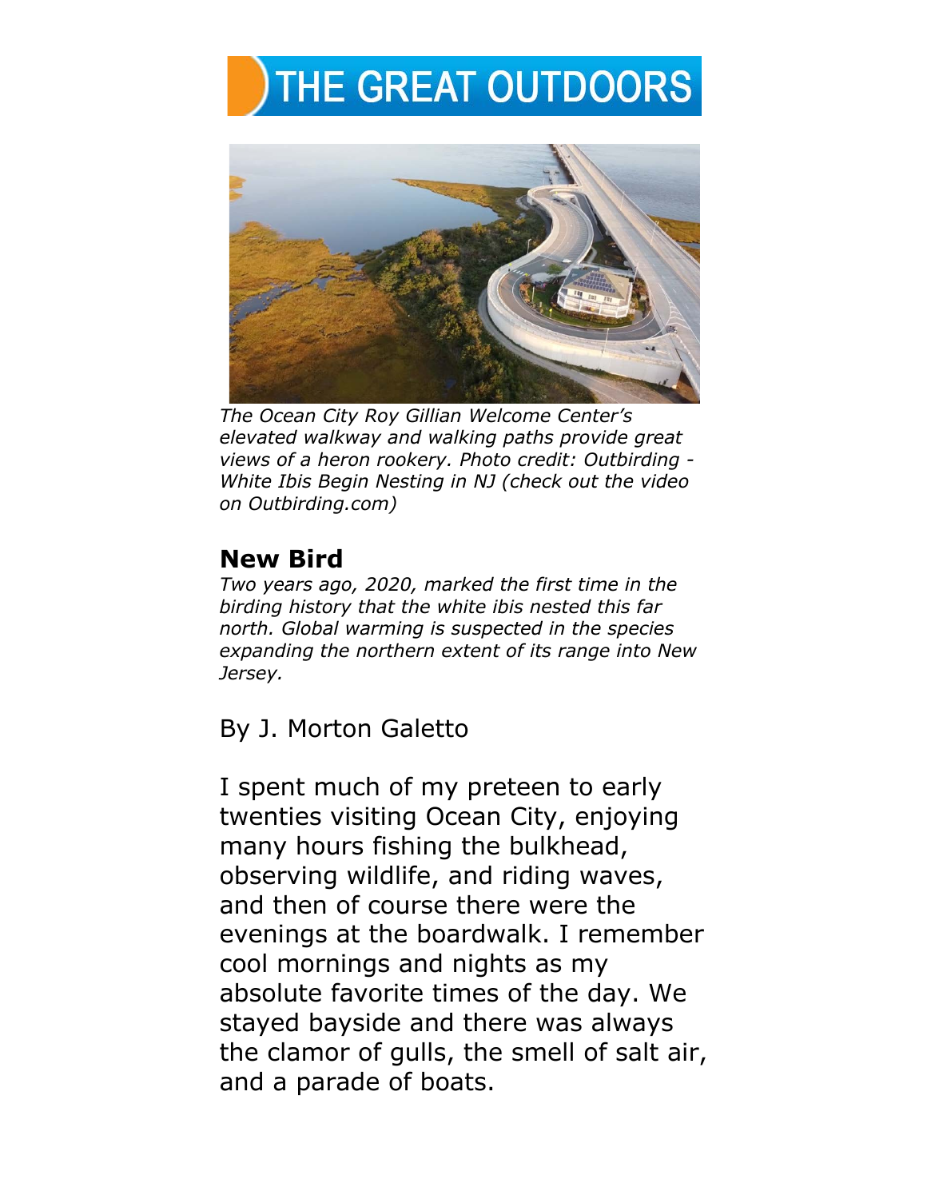# THE GREAT OUTDOORS

*The Ocean City Roy Gillian Welcome Center's elevated walkway and walking paths provide great views of a heron rookery. Photo credit: Outbirding - White Ibis Begin Nesting in NJ (check out the video on Outbirding.com)*

## New Bird

*Two years ago, 2020, marked the first time in the birding history that the white ibis nested this far north. Global warming is suspected in the species expanding the northern extent of its range into New Jersey.*

By J. Morton Galetto

I spent much of my preteen to early twenties visiting Ocean City, enjoying many hours fishing the bulkhead, observing wildlife, and riding waves, and then of course there were the evenings at the boardwalk. I remember cool mornings and nights as my absolute favorite times of the day. We stayed bayside and there was always the clamor of gulls, the smell of salt air, and a parade of boats.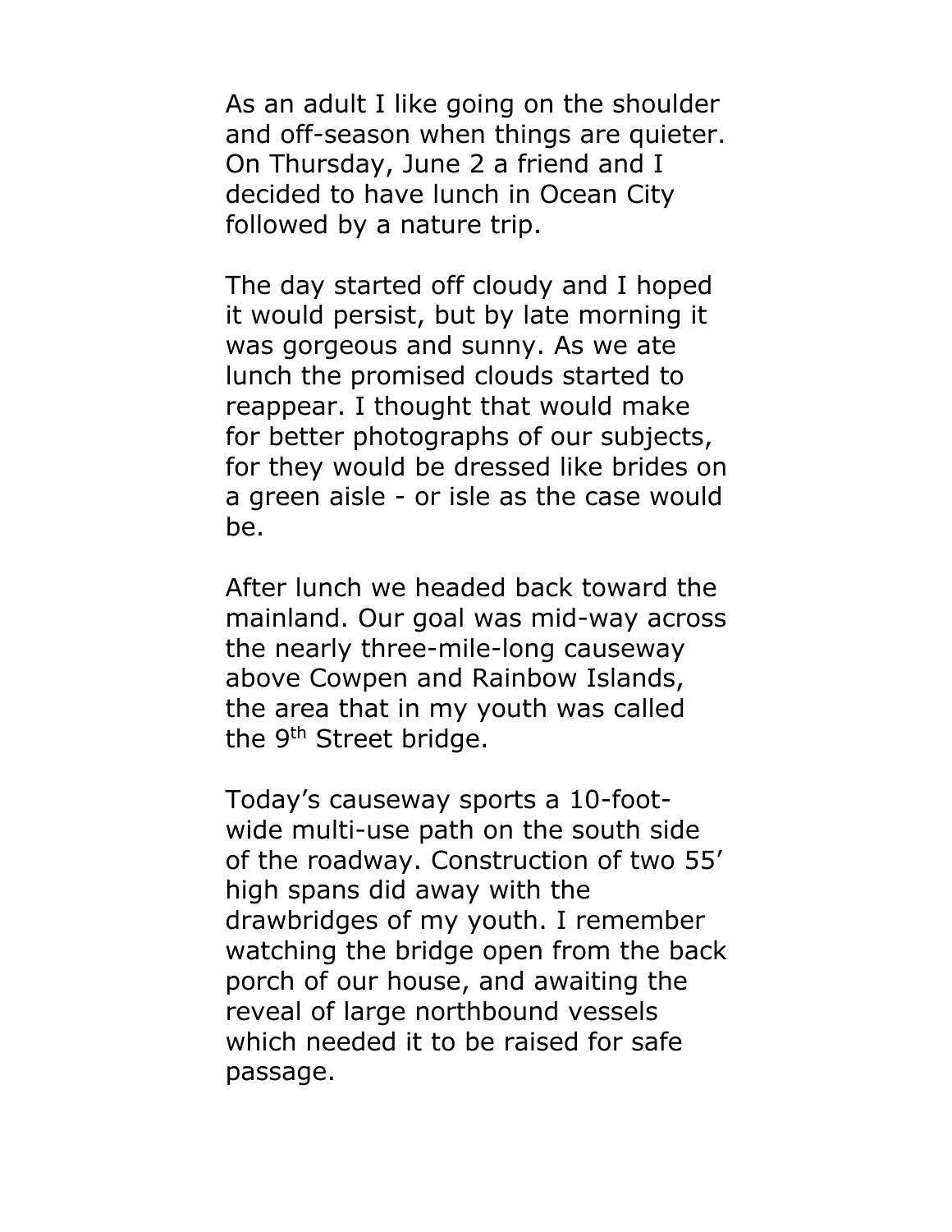As an adult I like going on the shoulder and off-season when things are quieter. On Thursday, June 2 a friend and I decided to have lunch in Ocean City followed by a nature trip.

The day started off cloudy and I hoped it would persist, but by late morning it was gorgeous and sunny. As we ate lunch the promised clouds started to reappear. I thought that would make for better photographs of our subjects, for they would be dressed like brides on a green aisle - or isle as the case would be.

After lunch we headed back toward the mainland. Our goal was mid-way across the nearly three-mile-long causeway above Cowpen and Rainbow Islands, the area that in my youth was called the 9th Street bridge.

Today's causeway sports a 10-foot-wide multi-use path on the south side of the roadway. Construction of two 55' high spans did away with the drawbridges of my youth. I remember watching the bridge open from the back porch of our house, and awaiting the reveal of large northbound vessels which needed it to be raised for safe passage.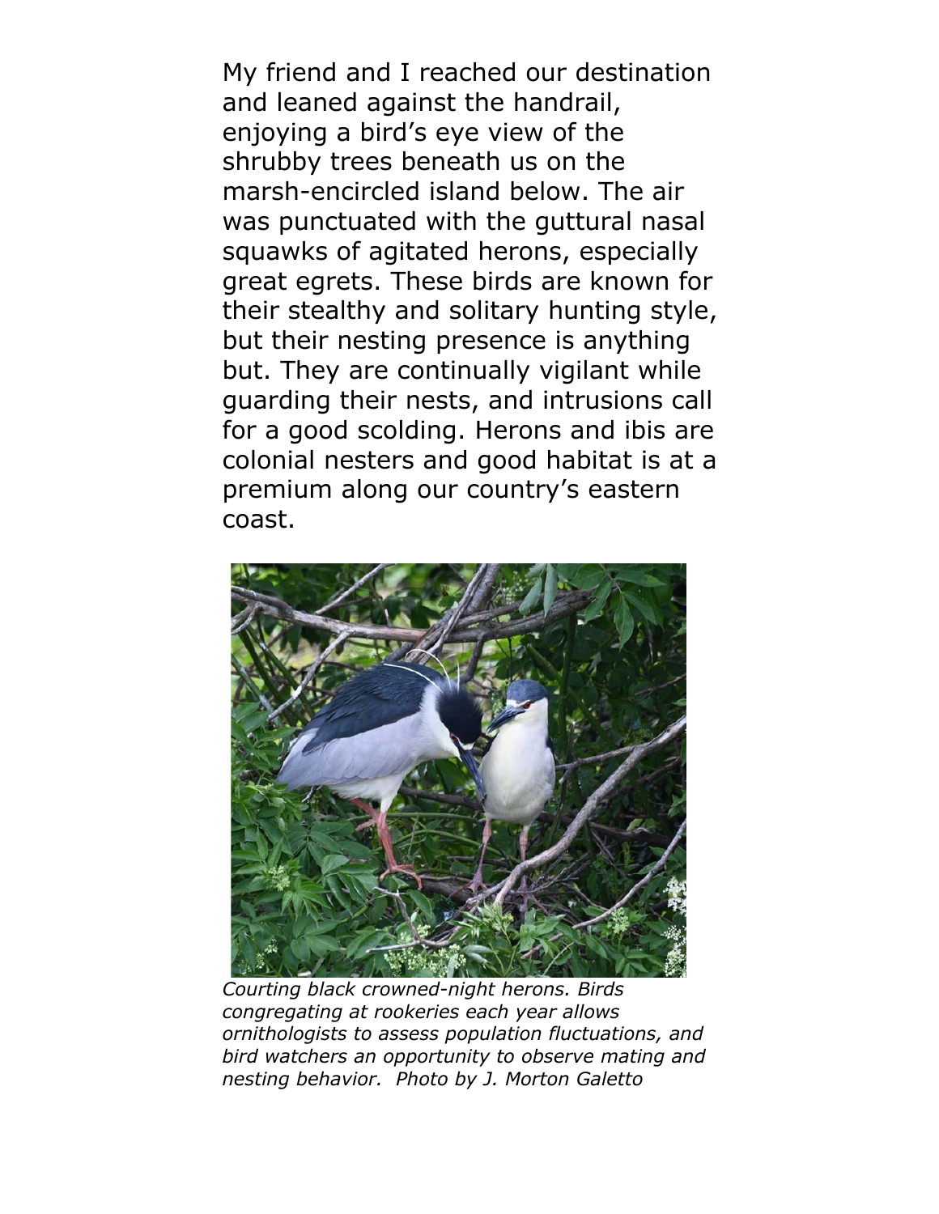My friend and I reached our destination and leaned against the handrail, enjoying a bird's eye view of the shrubby trees beneath us on the marsh-encircled island below. The air was punctuated with the guttural nasal squawks of agitated herons, especially great egrets. These birds are known for their stealthy and solitary hunting style, but their nesting presence is anything but. They are continually vigilant while guarding their nests, and intrusions call for a good scolding. Herons and ibis are colonial nesters and good habitat is at a premium along our country's eastern coast.

*Courting black crowned-night herons. Birds congregating at rookeries each year allows ornithologists to assess population fluctuations, and bird watchers an opportunity to observe mating and nesting behavior. Photo by J. Morton Galetto*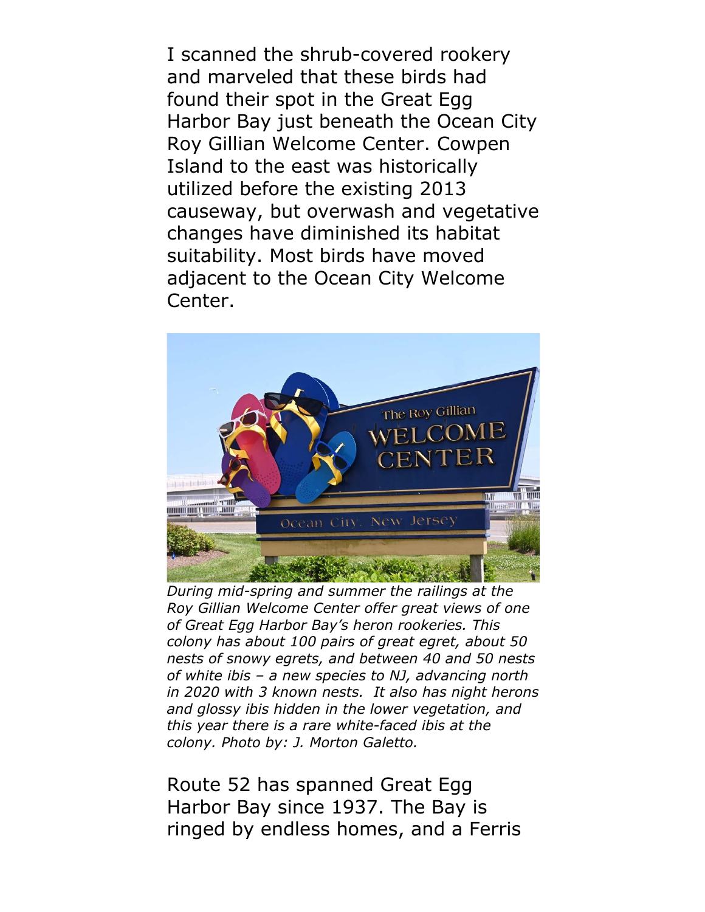I scanned the shrub-covered rookery and marveled that these birds had found their spot in the Great Egg Harbor Bay just beneath the Ocean City Roy Gillian Welcome Center. Cowpen Island to the east was historically utilized before the existing 2013 causeway, but overwash and vegetative changes have diminished its habitat suitability. Most birds have moved adjacent to the Ocean City Welcome Center.

*During mid-spring and summer the railings at the Roy Gillian Welcome Center offer great views of one of Great Egg Harbor Bay's heron rookeries. This colony has about 100 pairs of great egret, about 50 nests of snowy egrets, and between 40 and 50 nests of white ibis – a new species to NJ, advancing north in 2020 with 3 known nests. It also has night herons and glossy ibis hidden in the lower vegetation, and this year there is a rare white-faced ibis at the colony. Photo by: J. Morton Galetto.*

Route 52 has spanned Great Egg Harbor Bay since 1937. The Bay is ringed by endless homes, and a Ferris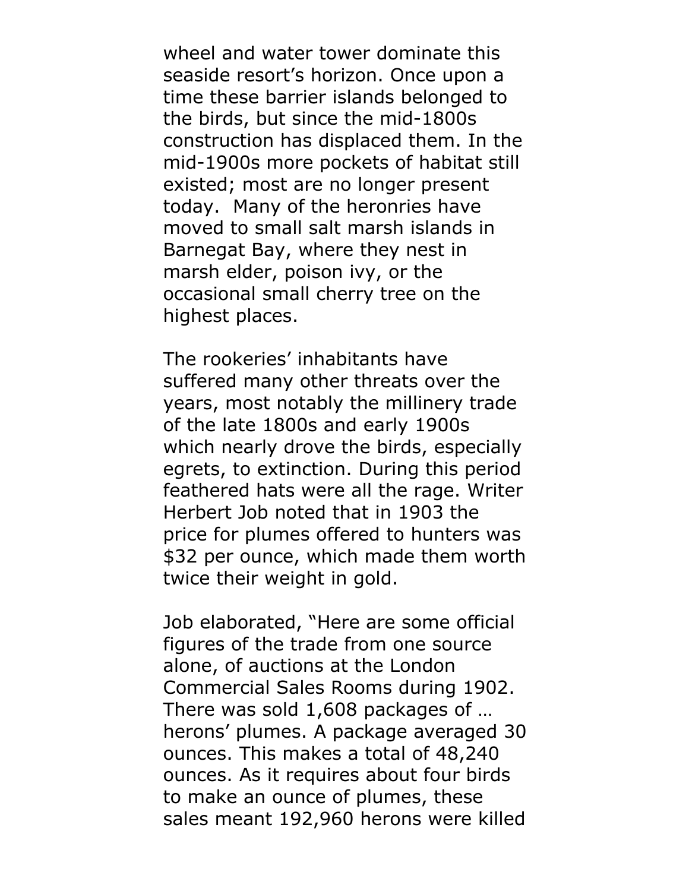wheel and water tower dominate this seaside resort's horizon. Once upon a time these barrier islands belonged to the birds, but since the mid-1800s construction has displaced them. In the mid-1900s more pockets of habitat still existed; most are no longer present today. Many of the heronries have moved to small salt marsh islands in Barnegat Bay, where they nest in marsh elder, poison ivy, or the occasional small cherry tree on the highest places.

The rookeries' inhabitants have suffered many other threats over the years, most notably the millinery trade of the late 1800s and early 1900s which nearly drove the birds, especially egrets, to extinction. During this period feathered hats were all the rage. Writer Herbert Job noted that in 1903 the price for plumes offered to hunters was $32 per ounce, which made them worth twice their weight in gold.

Job elaborated, "Here are some official figures of the trade from one source alone, of auctions at the London Commercial Sales Rooms during 1902. There was sold 1,608 packages of … herons' plumes. A package averaged 30 ounces. This makes a total of 48,240 ounces. As it requires about four birds to make an ounce of plumes, these sales meant 192,960 herons were killed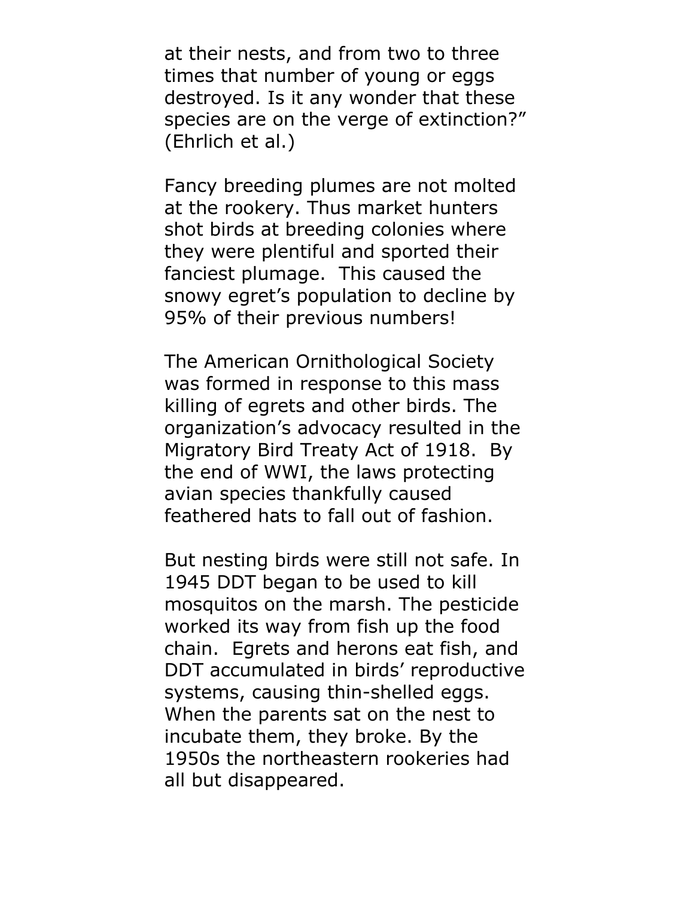at their nests, and from two to three times that number of young or eggs destroyed. Is it any wonder that these species are on the verge of extinction?" (Ehrlich et al.)

Fancy breeding plumes are not molted at the rookery. Thus market hunters shot birds at breeding colonies where they were plentiful and sported their fanciest plumage. This caused the snowy egret's population to decline by 95% of their previous numbers!

The American Ornithological Society was formed in response to this mass killing of egrets and other birds. The organization's advocacy resulted in the Migratory Bird Treaty Act of 1918. By the end of WWI, the laws protecting avian species thankfully caused feathered hats to fall out of fashion.

But nesting birds were still not safe. In 1945 DDT began to be used to kill mosquitos on the marsh. The pesticide worked its way from fish up the food chain. Egrets and herons eat fish, and DDT accumulated in birds' reproductive systems, causing thin-shelled eggs. When the parents sat on the nest to incubate them, they broke. By the 1950s the northeastern rookeries had all but disappeared.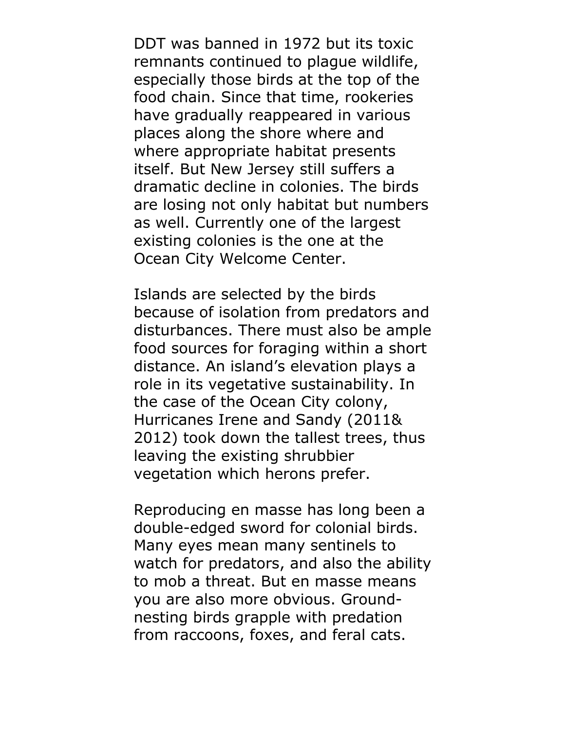DDT was banned in 1972 but its toxic remnants continued to plague wildlife, especially those birds at the top of the food chain. Since that time, rookeries have gradually reappeared in various places along the shore where and where appropriate habitat presents itself. But New Jersey still suffers a dramatic decline in colonies. The birds are losing not only habitat but numbers as well. Currently one of the largest existing colonies is the one at the Ocean City Welcome Center.

Islands are selected by the birds because of isolation from predators and disturbances. There must also be ample food sources for foraging within a short distance. An island's elevation plays a role in its vegetative sustainability. In the case of the Ocean City colony, Hurricanes Irene and Sandy (2011& 2012) took down the tallest trees, thus leaving the existing shrubbier vegetation which herons prefer.

Reproducing en masse has long been a double-edged sword for colonial birds. Many eyes mean many sentinels to watch for predators, and also the ability to mob a threat. But en masse means you are also more obvious. Ground-nesting birds grapple with predation from raccoons, foxes, and feral cats.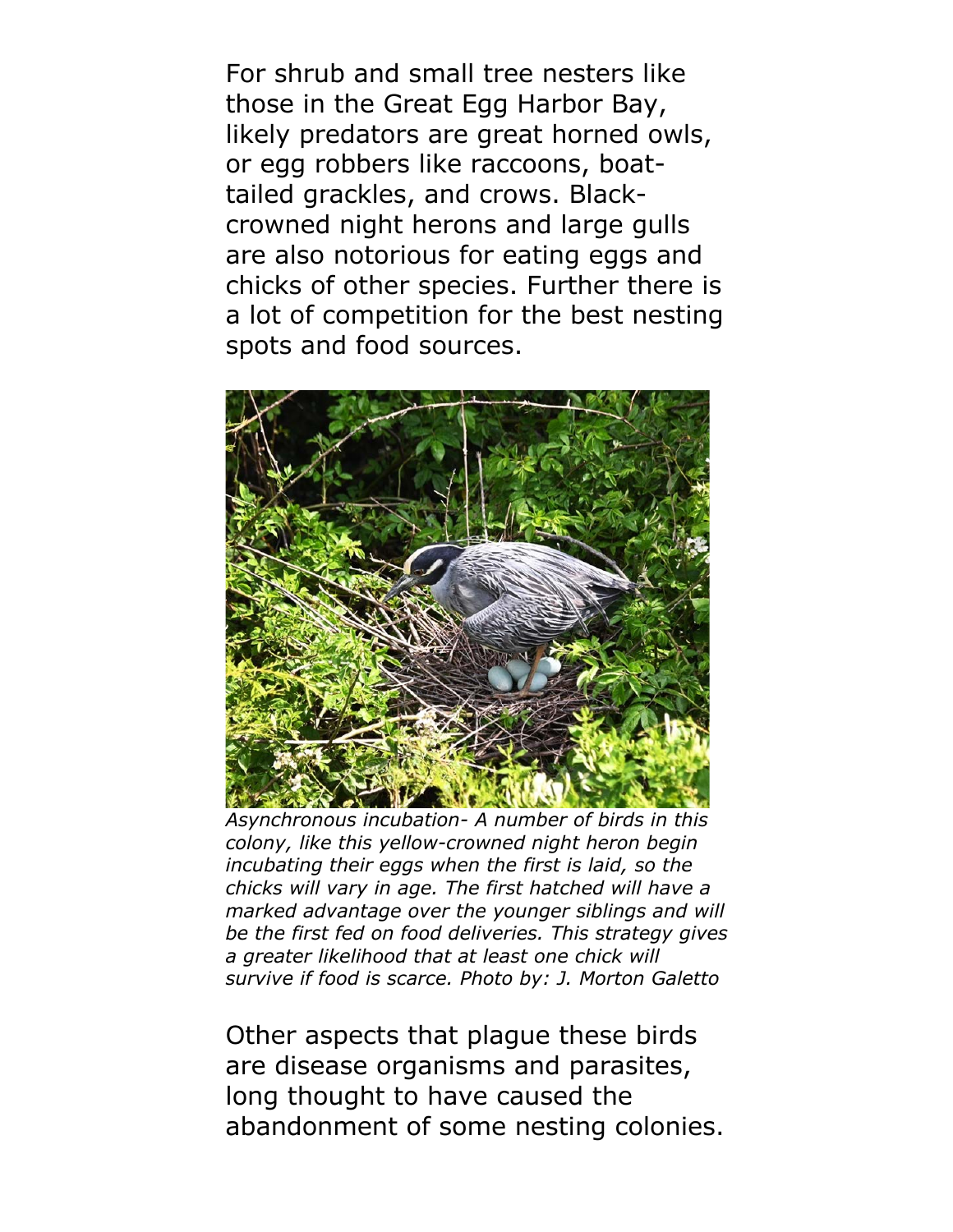For shrub and small tree nesters like those in the Great Egg Harbor Bay, likely predators are great horned owls, or egg robbers like raccoons, boat-tailed grackles, and crows. Black-crowned night herons and large gulls are also notorious for eating eggs and chicks of other species. Further there is a lot of competition for the best nesting spots and food sources.

*Asynchronous incubation- A number of birds in this colony, like this yellow-crowned night heron begin incubating their eggs when the first is laid, so the chicks will vary in age. The first hatched will have a marked advantage over the younger siblings and will be the first fed on food deliveries. This strategy gives a greater likelihood that at least one chick will survive if food is scarce. Photo by: J. Morton Galetto*

Other aspects that plague these birds are disease organisms and parasites, long thought to have caused the abandonment of some nesting colonies.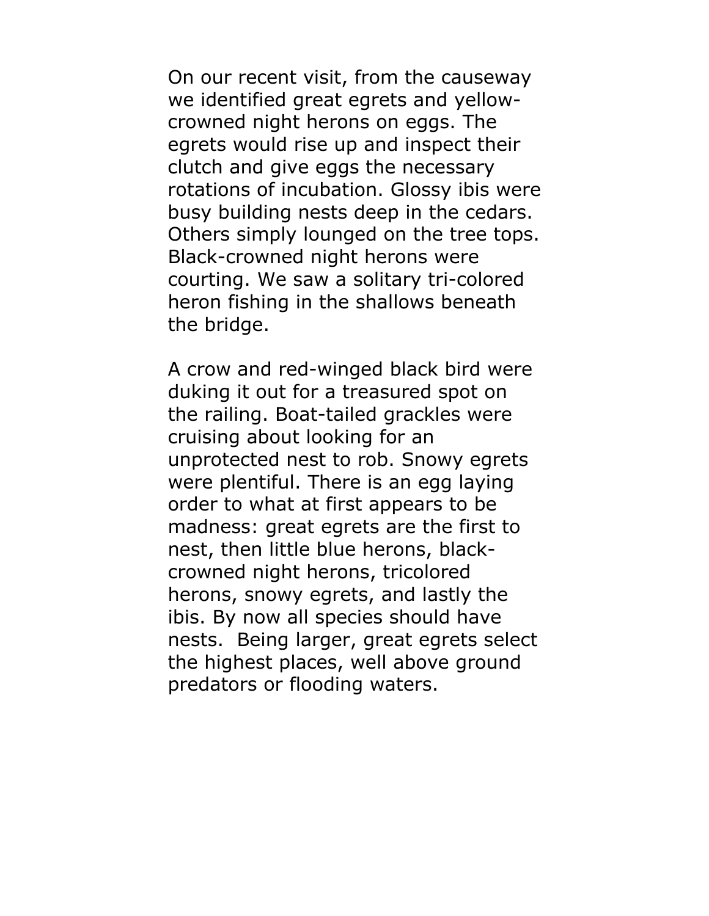On our recent visit, from the causeway we identified great egrets and yellow-crowned night herons on eggs. The egrets would rise up and inspect their clutch and give eggs the necessary rotations of incubation. Glossy ibis were busy building nests deep in the cedars. Others simply lounged on the tree tops. Black-crowned night herons were courting. We saw a solitary tri-colored heron fishing in the shallows beneath the bridge.

A crow and red-winged black bird were duking it out for a treasured spot on the railing. Boat-tailed grackles were cruising about looking for an unprotected nest to rob. Snowy egrets were plentiful. There is an egg laying order to what at first appears to be madness: great egrets are the first to nest, then little blue herons, black-crowned night herons, tricolored herons, snowy egrets, and lastly the ibis. By now all species should have nests. Being larger, great egrets select the highest places, well above ground predators or flooding waters.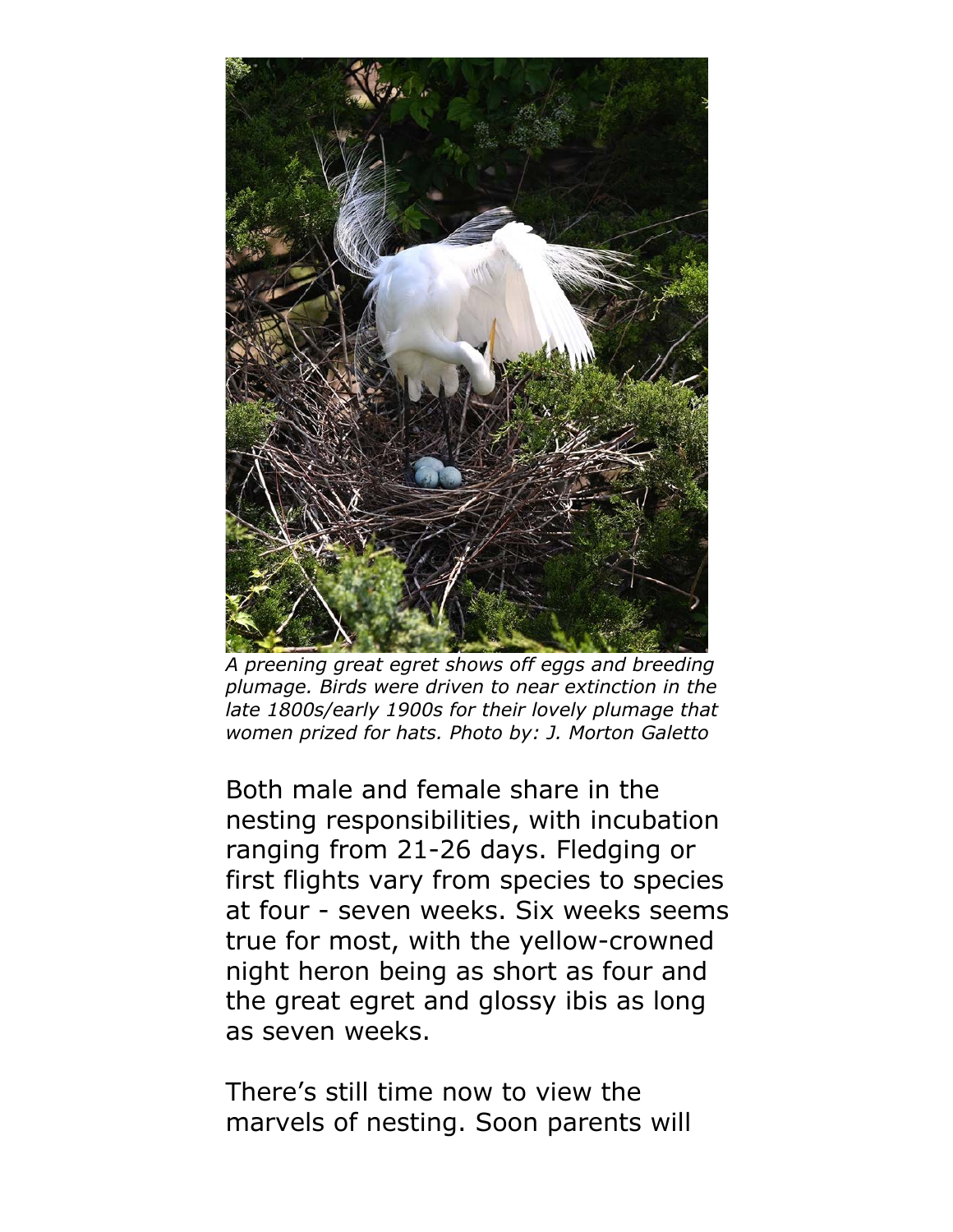*A preening great egret shows off eggs and breeding plumage. Birds were driven to near extinction in the late 1800s/early 1900s for their lovely plumage that women prized for hats. Photo by: J. Morton Galetto*

Both male and female share in the nesting responsibilities, with incubation ranging from 21-26 days. Fledging or first flights vary from species to species at four - seven weeks. Six weeks seems true for most, with the yellow-crowned night heron being as short as four and the great egret and glossy ibis as long as seven weeks.

There's still time now to view the marvels of nesting. Soon parents will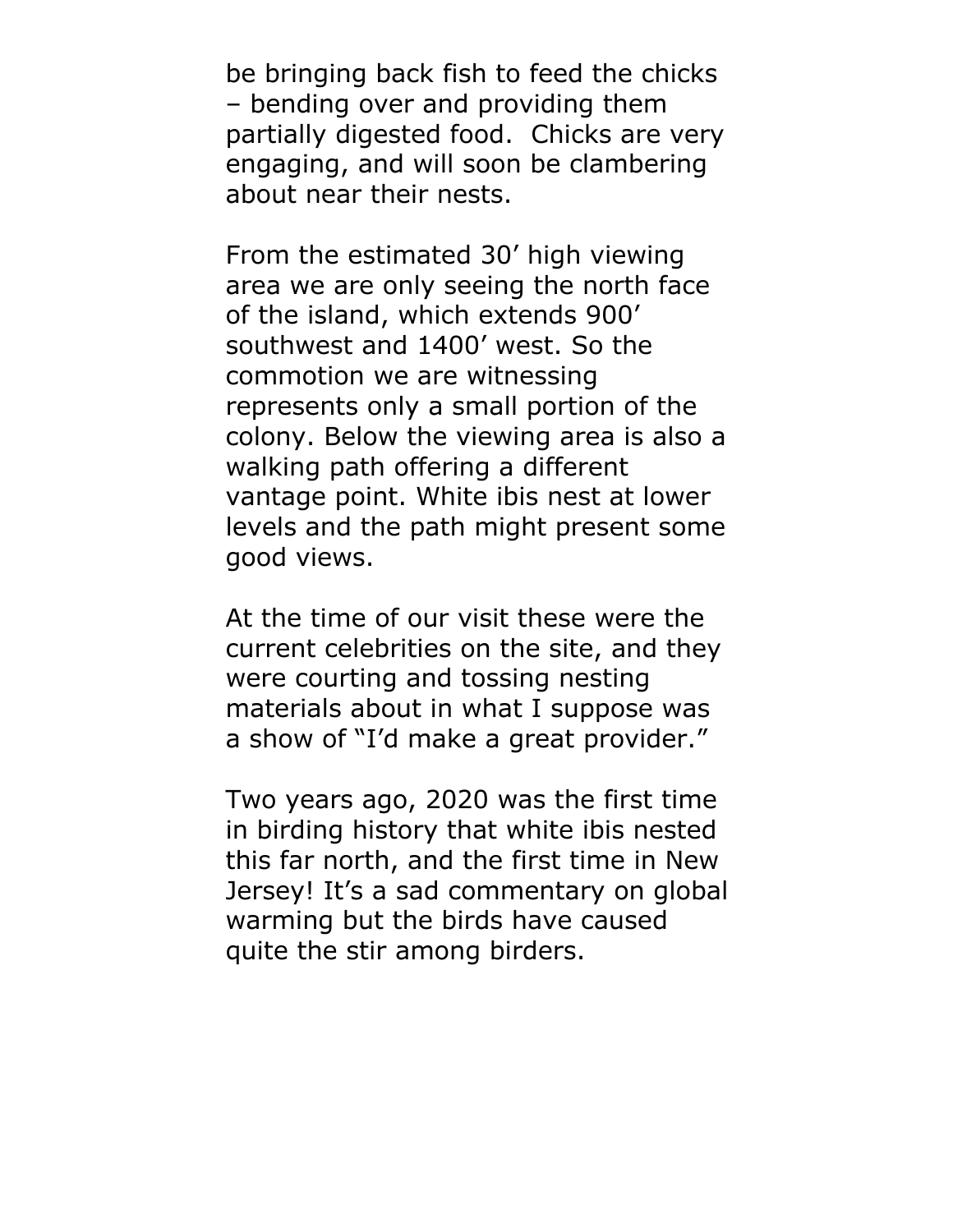be bringing back fish to feed the chicks – bending over and providing them partially digested food.  Chicks are very engaging, and will soon be clambering about near their nests.

From the estimated 30' high viewing area we are only seeing the north face of the island, which extends 900' southwest and 1400' west. So the commotion we are witnessing represents only a small portion of the colony. Below the viewing area is also a walking path offering a different vantage point. White ibis nest at lower levels and the path might present some good views.

At the time of our visit these were the current celebrities on the site, and they were courting and tossing nesting materials about in what I suppose was a show of "I'd make a great provider."

Two years ago, 2020 was the first time in birding history that white ibis nested this far north, and the first time in New Jersey! It's a sad commentary on global warming but the birds have caused quite the stir among birders.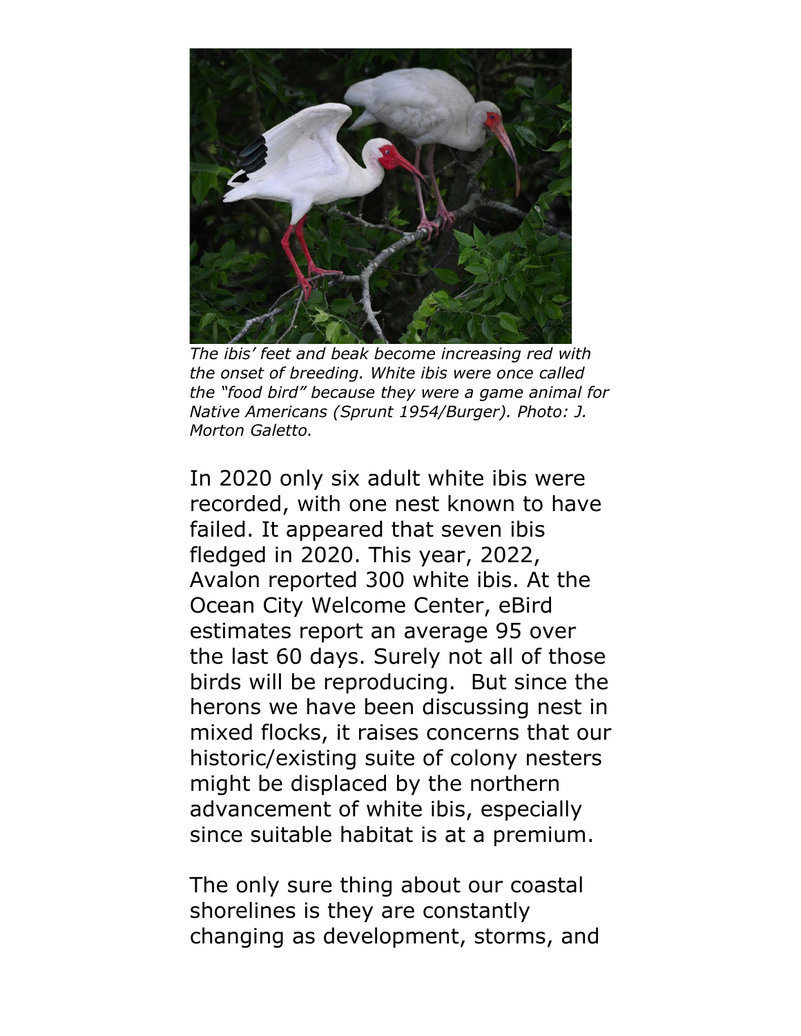*The ibis' feet and beak become increasing red with the onset of breeding. White ibis were once called the "food bird" because they were a game animal for Native Americans (Sprunt 1954/Burger). Photo: J. Morton Galetto.*

In 2020 only six adult white ibis were recorded, with one nest known to have failed. It appeared that seven ibis fledged in 2020. This year, 2022, Avalon reported 300 white ibis. At the Ocean City Welcome Center, eBird estimates report an average 95 over the last 60 days. Surely not all of those birds will be reproducing.  But since the herons we have been discussing nest in mixed flocks, it raises concerns that our historic/existing suite of colony nesters might be displaced by the northern advancement of white ibis, especially since suitable habitat is at a premium.

The only sure thing about our coastal shorelines is they are constantly changing as development, storms, and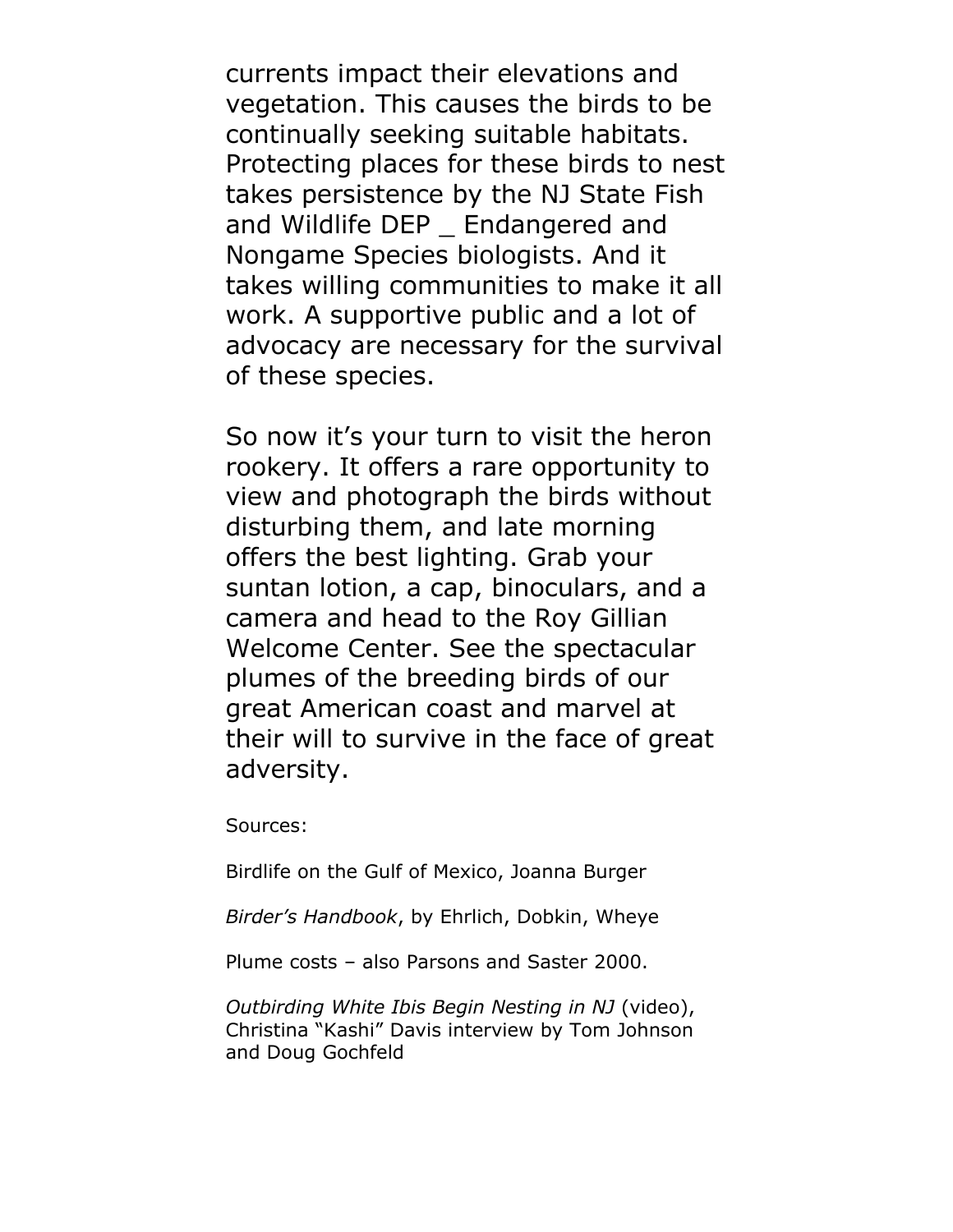currents impact their elevations and vegetation. This causes the birds to be continually seeking suitable habitats. Protecting places for these birds to nest takes persistence by the NJ State Fish and Wildlife DEP _ Endangered and Nongame Species biologists. And it takes willing communities to make it all work. A supportive public and a lot of advocacy are necessary for the survival of these species.

So now it's your turn to visit the heron rookery. It offers a rare opportunity to view and photograph the birds without disturbing them, and late morning offers the best lighting. Grab your suntan lotion, a cap, binoculars, and a camera and head to the Roy Gillian Welcome Center. See the spectacular plumes of the breeding birds of our great American coast and marvel at their will to survive in the face of great adversity.

Sources:

Birdlife on the Gulf of Mexico, Joanna Burger

*Birder's Handbook*, by Ehrlich, Dobkin, Wheye

Plume costs – also Parsons and Saster 2000.

*Outbirding White Ibis Begin Nesting in NJ* (video), Christina "Kashi" Davis interview by Tom Johnson and Doug Gochfeld